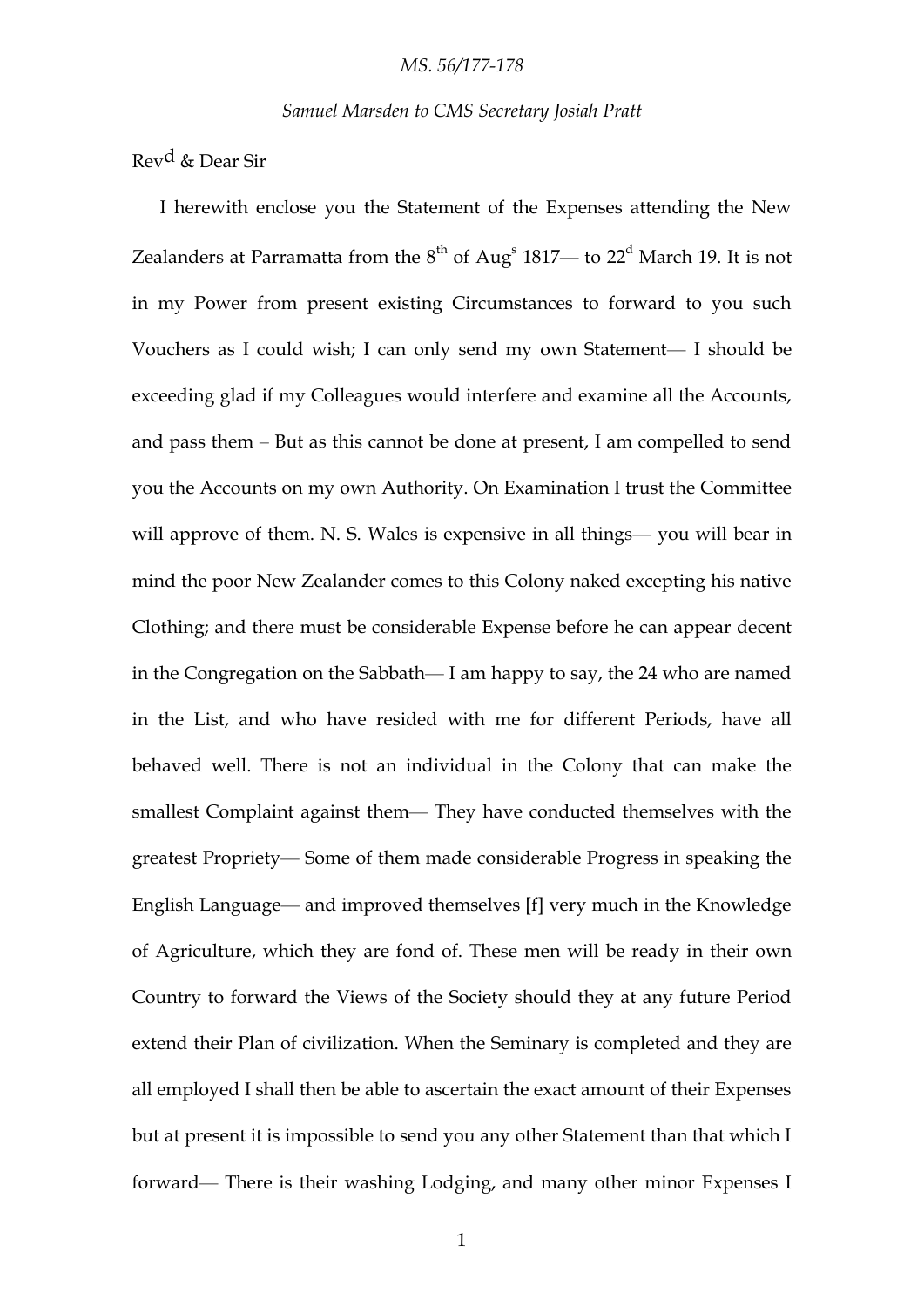*MS. 56/177-178*

*Samuel Marsden to CMS Secretary Josiah Pratt*

Rev[d] & Dear Sir

I herewith enclose you the Statement of the Expenses attending the New Zealanders at Parramatta from the 8[th] of Aug[s] 1817— to 22[d] March 19. It is not in my Power from present existing Circumstances to forward to you such Vouchers as I could wish; I can only send my own Statement— I should be exceeding glad if my Colleagues would interfere and examine all the Accounts, and pass them – But as this cannot be done at present, I am compelled to send you the Accounts on my own Authority. On Examination I trust the Committee will approve of them. N. S. Wales is expensive in all things— you will bear in mind the poor New Zealander comes to this Colony naked excepting his native Clothing; and there must be considerable Expense before he can appear decent in the Congregation on the Sabbath— I am happy to say, the 24 who are named in the List, and who have resided with me for different Periods, have all behaved well. There is not an individual in the Colony that can make the smallest Complaint against them— They have conducted themselves with the greatest Propriety— Some of them made considerable Progress in speaking the English Language— and improved themselves [f] very much in the Knowledge of Agriculture, which they are fond of. These men will be ready in their own Country to forward the Views of the Society should they at any future Period extend their Plan of civilization. When the Seminary is completed and they are all employed I shall then be able to ascertain the exact amount of their Expenses but at present it is impossible to send you any other Statement than that which I forward— There is their washing Lodging, and many other minor Expenses I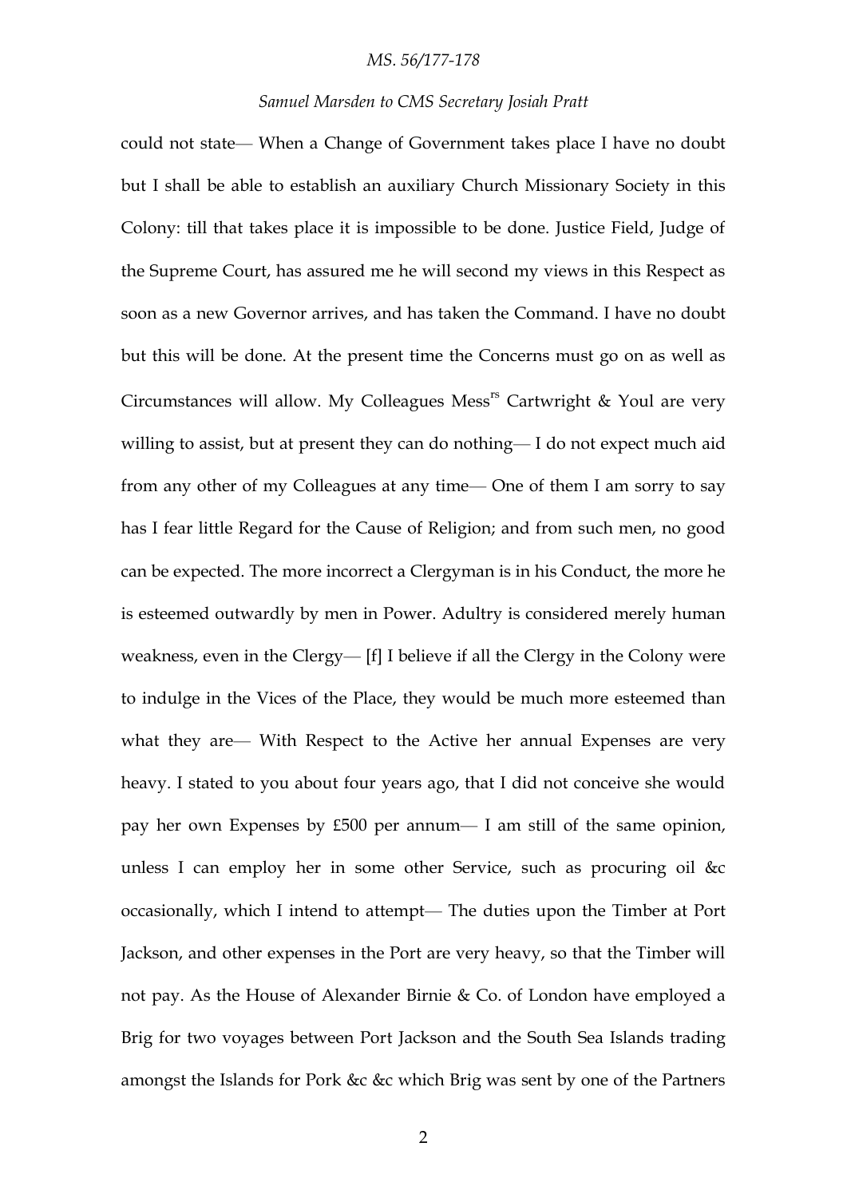could not state— When a Change of Government takes place I have no doubt but I shall be able to establish an auxiliary Church Missionary Society in this Colony: till that takes place it is impossible to be done. Justice Field, Judge of the Supreme Court, has assured me he will second my views in this Respect as soon as a new Governor arrives, and has taken the Command. I have no doubt but this will be done. At the present time the Concerns must go on as well as Circumstances will allow. My Colleagues Mess[rs] Cartwright & Youl are very willing to assist, but at present they can do nothing— I do not expect much aid from any other of my Colleagues at any time— One of them I am sorry to say has I fear little Regard for the Cause of Religion; and from such men, no good can be expected. The more incorrect a Clergyman is in his Conduct, the more he is esteemed outwardly by men in Power. Adultry is considered merely human weakness, even in the Clergy— [f] I believe if all the Clergy in the Colony were to indulge in the Vices of the Place, they would be much more esteemed than what they are— With Respect to the Active her annual Expenses are very heavy. I stated to you about four years ago, that I did not conceive she would pay her own Expenses by £500 per annum— I am still of the same opinion, unless I can employ her in some other Service, such as procuring oil &c occasionally, which I intend to attempt— The duties upon the Timber at Port Jackson, and other expenses in the Port are very heavy, so that the Timber will not pay. As the House of Alexander Birnie & Co. of London have employed a Brig for two voyages between Port Jackson and the South Sea Islands trading amongst the Islands for Pork &c &c which Brig was sent by one of the Partners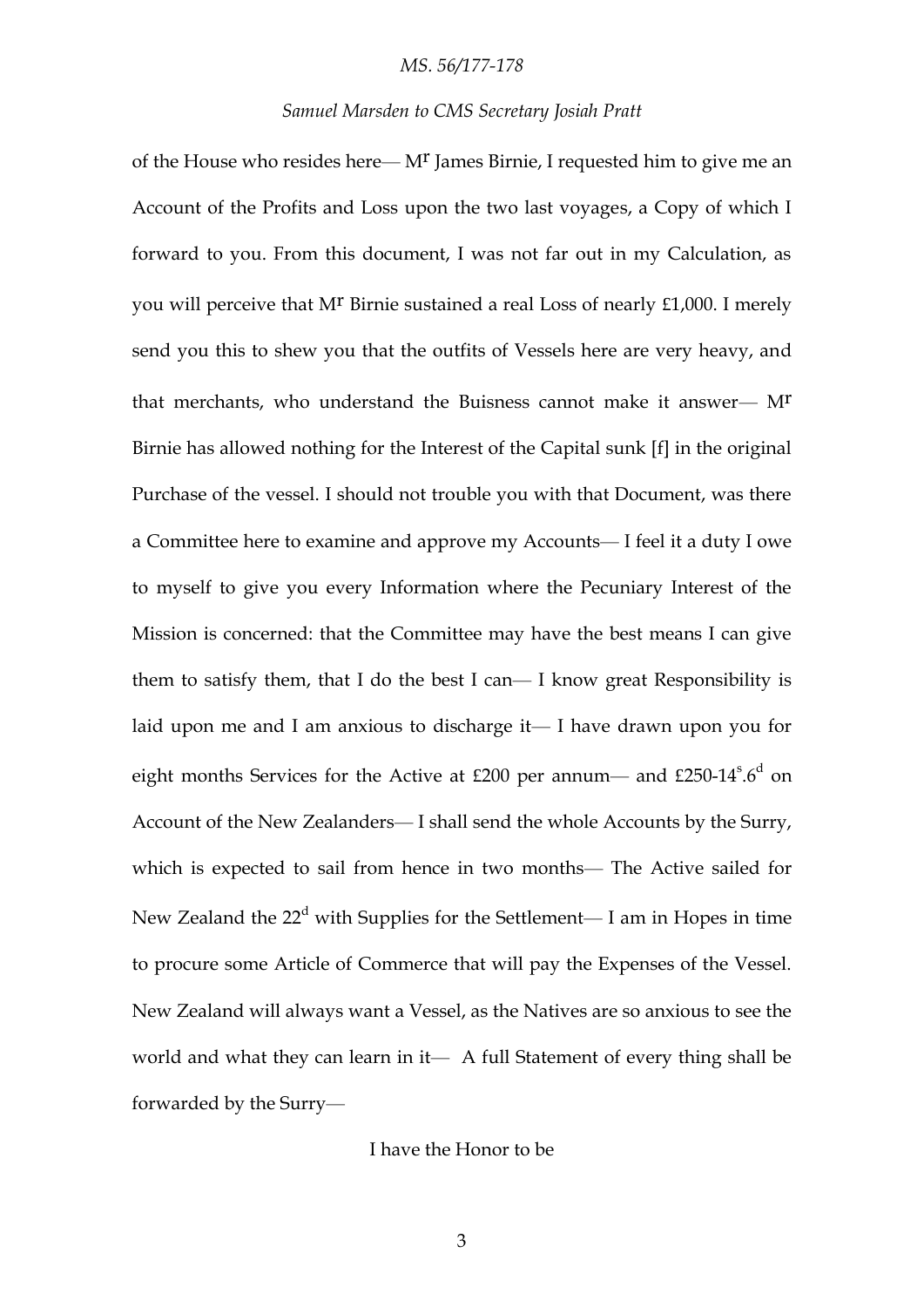of the House who resides here— M$^{r}$ James Birnie, I requested him to give me an Account of the Profits and Loss upon the two last voyages, a Copy of which I forward to you. From this document, I was not far out in my Calculation, as you will perceive that M$^{r}$ Birnie sustained a real Loss of nearly £1,000. I merely send you this to shew you that the outfits of Vessels here are very heavy, and that merchants, who understand the Buisness cannot make it answer— M$^{r}$ Birnie has allowed nothing for the Interest of the Capital sunk [f] in the original Purchase of the vessel. I should not trouble you with that Document, was there a Committee here to examine and approve my Accounts— I feel it a duty I owe to myself to give you every Information where the Pecuniary Interest of the Mission is concerned: that the Committee may have the best means I can give them to satisfy them, that I do the best I can— I know great Responsibility is laid upon me and I am anxious to discharge it— I have drawn upon you for eight months Services for the Active at £200 per annum— and £250-14$^{s}$.6$^{d}$ on Account of the New Zealanders— I shall send the whole Accounts by the Surry, which is expected to sail from hence in two months— The Active sailed for New Zealand the 22$^{d}$ with Supplies for the Settlement— I am in Hopes in time to procure some Article of Commerce that will pay the Expenses of the Vessel. New Zealand will always want a Vessel, as the Natives are so anxious to see the world and what they can learn in it— A full Statement of every thing shall be forwarded by the Surry—

I have the Honor to be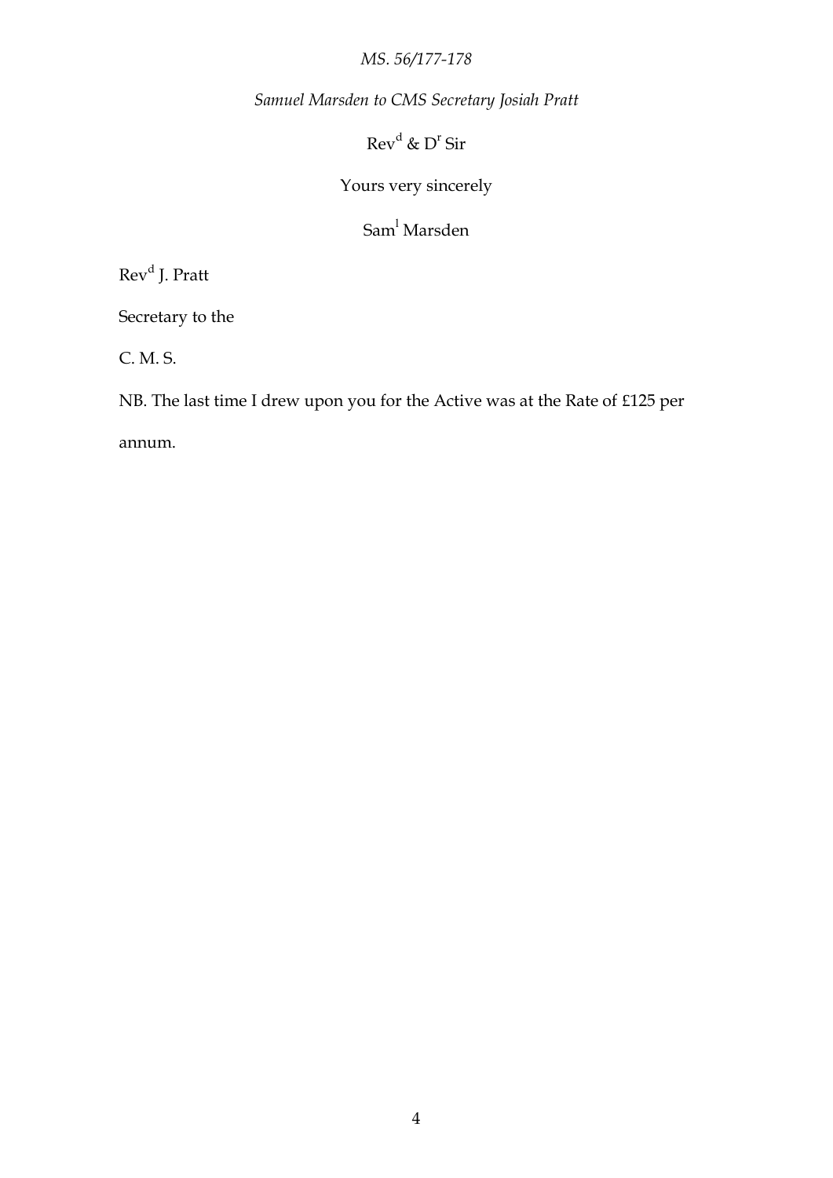*MS. 56/177-178*

*Samuel Marsden to CMS Secretary Josiah Pratt*

Rev[d] & D[r] Sir

Yours very sincerely

Sam[l] Marsden

Rev[d] J. Pratt

Secretary to the

C. M. S.

NB. The last time I drew upon you for the Active was at the Rate of £125 per annum.